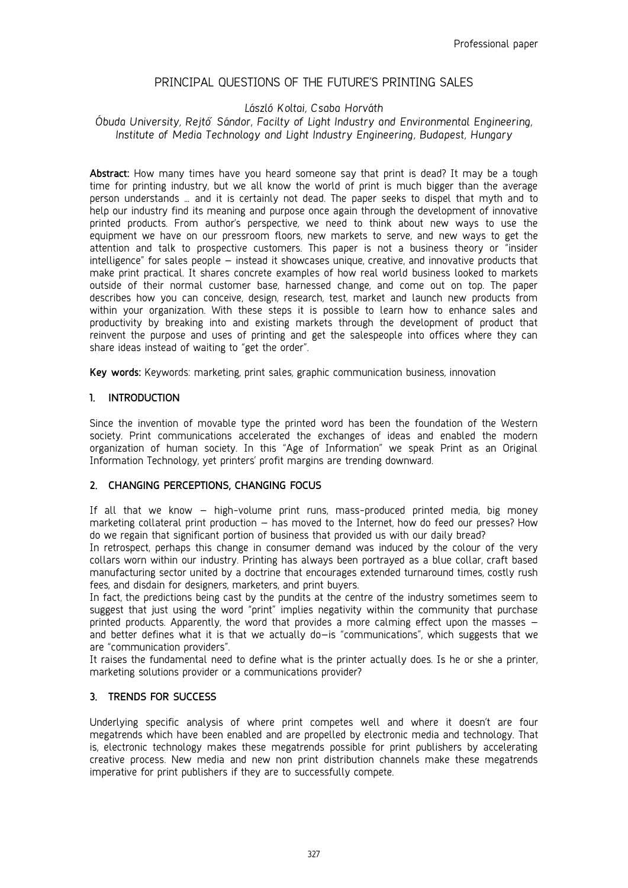Professional paper

# PRINCIPAL QUESTIONS OF THE FUTURE'S PRINTING SALES

*László Koltai, Csaba Horváth*

*Óbuda University, Rejtő Sándor, Facilty of Light Industry and Environmental Engineering, Institute of Media Technology and Light Industry Engineering, Budapest, Hungary*

**Abstract:** How many times have you heard someone say that print is dead? It may be a tough time for printing industry, but we all know the world of print is much bigger than the average person understands … and it is certainly not dead. The paper seeks to dispel that myth and to help our industry find its meaning and purpose once again through the development of innovative printed products. From author's perspective, we need to think about new ways to use the equipment we have on our pressroom floors, new markets to serve, and new ways to get the attention and talk to prospective customers. This paper is not a business theory or "insider intelligence" for sales people – instead it showcases unique, creative, and innovative products that make print practical. It shares concrete examples of how real world business looked to markets outside of their normal customer base, harnessed change, and come out on top. The paper describes how you can conceive, design, research, test, market and launch new products from within your organization. With these steps it is possible to learn how to enhance sales and productivity by breaking into and existing markets through the development of product that reinvent the purpose and uses of printing and get the salespeople into offices where they can share ideas instead of waiting to "get the order".

**Key words:** Keywords: marketing, print sales, graphic communication business, innovation

## 1. INTRODUCTION

Since the invention of movable type the printed word has been the foundation of the Western society. Print communications accelerated the exchanges of ideas and enabled the modern organization of human society. In this "Age of Information" we speak Print as an Original Information Technology, yet printers' profit margins are trending downward.

## 2. CHANGING PERCEPTIONS, CHANGING FOCUS

If all that we know – high-volume print runs, mass-produced printed media, big money marketing collateral print production – has moved to the Internet, how do feed our presses? How do we regain that significant portion of business that provided us with our daily bread?

In retrospect, perhaps this change in consumer demand was induced by the colour of the very collars worn within our industry. Printing has always been portrayed as a blue collar, craft based manufacturing sector united by a doctrine that encourages extended turnaround times, costly rush fees, and disdain for designers, marketers, and print buyers.

In fact, the predictions being cast by the pundits at the centre of the industry sometimes seem to suggest that just using the word "print" implies negativity within the community that purchase printed products. Apparently, the word that provides a more calming effect upon the masses – and better defines what it is that we actually do—is "communications", which suggests that we are "communication providers".

It raises the fundamental need to define what is the printer actually does. Is he or she a printer, marketing solutions provider or a communications provider?

## 3. TRENDS FOR SUCCESS

Underlying specific analysis of where print competes well and where it doesn't are four megatrends which have been enabled and are propelled by electronic media and technology. That is, electronic technology makes these megatrends possible for print publishers by accelerating creative process. New media and new non print distribution channels make these megatrends imperative for print publishers if they are to successfully compete.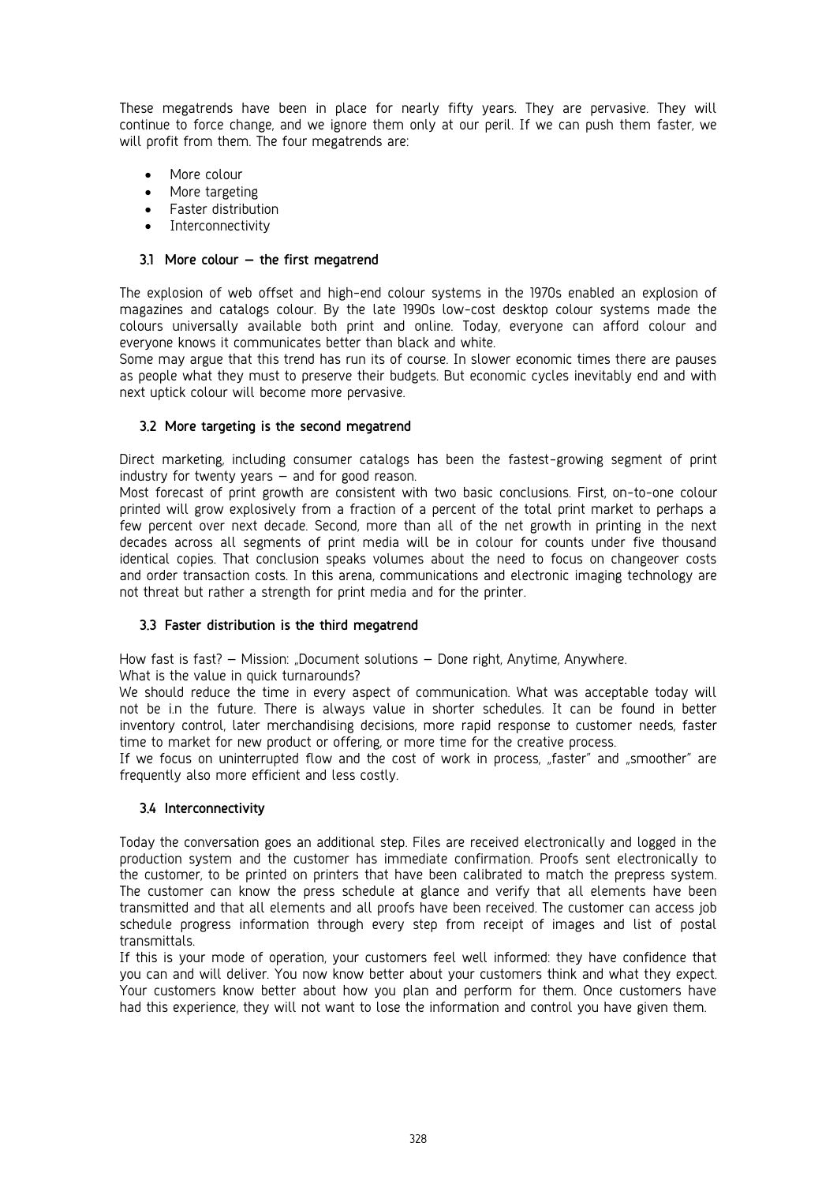These megatrends have been in place for nearly fifty years. They are pervasive. They will continue to force change, and we ignore them only at our peril. If we can push them faster, we will profit from them. The four megatrends are:

- More colour
- More targeting
- Faster distribution
- Interconnectivity

### 3.1 More colour – the first megatrend

The explosion of web offset and high-end colour systems in the 1970s enabled an explosion of magazines and catalogs colour. By the late 1990s low-cost desktop colour systems made the colours universally available both print and online. Today, everyone can afford colour and everyone knows it communicates better than black and white.

Some may argue that this trend has run its of course. In slower economic times there are pauses as people what they must to preserve their budgets. But economic cycles inevitably end and with next uptick colour will become more pervasive.

### 3.2 More targeting is the second megatrend

Direct marketing, including consumer catalogs has been the fastest-growing segment of print industry for twenty years – and for good reason.

Most forecast of print growth are consistent with two basic conclusions. First, on-to-one colour printed will grow explosively from a fraction of a percent of the total print market to perhaps a few percent over next decade. Second, more than all of the net growth in printing in the next decades across all segments of print media will be in colour for counts under five thousand identical copies. That conclusion speaks volumes about the need to focus on changeover costs and order transaction costs. In this arena, communications and electronic imaging technology are not threat but rather a strength for print media and for the printer.

### 3.3 Faster distribution is the third megatrend

How fast is fast? – Mission: „Document solutions – Done right, Anytime, Anywhere.

What is the value in quick turnarounds?

We should reduce the time in every aspect of communication. What was acceptable today will not be i.n the future. There is always value in shorter schedules. It can be found in better inventory control, later merchandising decisions, more rapid response to customer needs, faster time to market for new product or offering, or more time for the creative process.

If we focus on uninterrupted flow and the cost of work in process, „faster" and „smoother" are frequently also more efficient and less costly.

### 3.4 Interconnectivity

Today the conversation goes an additional step. Files are received electronically and logged in the production system and the customer has immediate confirmation. Proofs sent electronically to the customer, to be printed on printers that have been calibrated to match the prepress system. The customer can know the press schedule at glance and verify that all elements have been transmitted and that all elements and all proofs have been received. The customer can access job schedule progress information through every step from receipt of images and list of postal transmittals.

If this is your mode of operation, your customers feel well informed: they have confidence that you can and will deliver. You now know better about your customers think and what they expect. Your customers know better about how you plan and perform for them. Once customers have had this experience, they will not want to lose the information and control you have given them.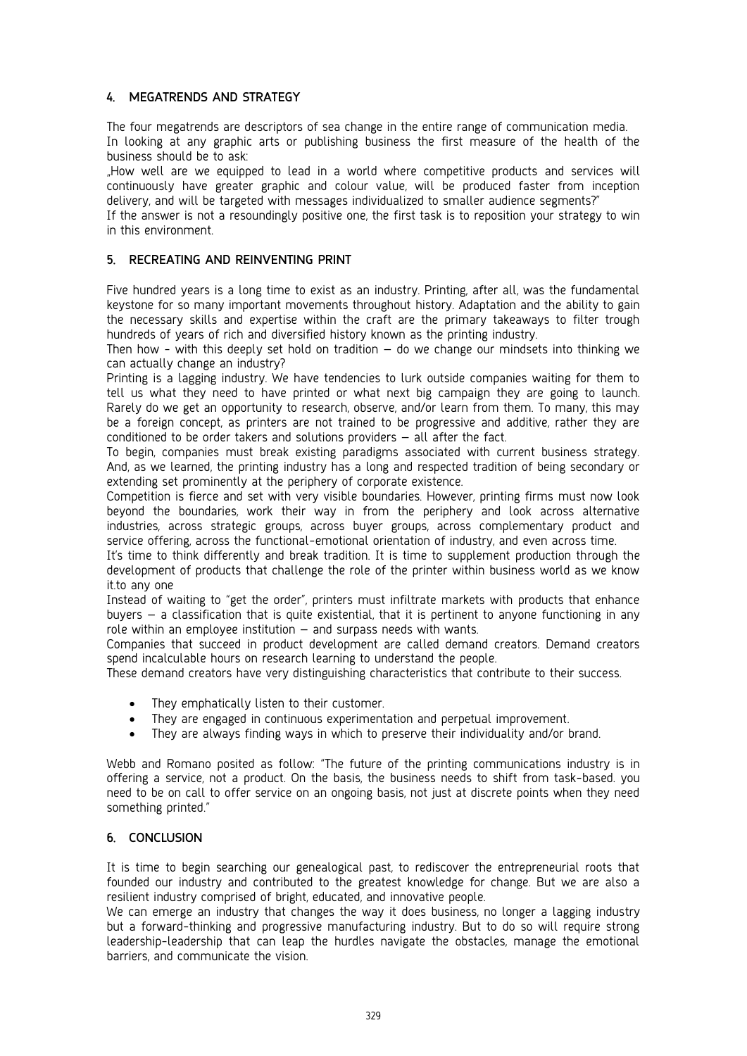## 4. MEGATRENDS AND STRATEGY

The four megatrends are descriptors of sea change in the entire range of communication media.
In looking at any graphic arts or publishing business the first measure of the health of the business should be to ask:

„How well are we equipped to lead in a world where competitive products and services will continuously have greater graphic and colour value, will be produced faster from inception delivery, and will be targeted with messages individualized to smaller audience segments?"

If the answer is not a resoundingly positive one, the first task is to reposition your strategy to win in this environment.

## 5. RECREATING AND REINVENTING PRINT

Five hundred years is a long time to exist as an industry. Printing, after all, was the fundamental keystone for so many important movements throughout history. Adaptation and the ability to gain the necessary skills and expertise within the craft are the primary takeaways to filter trough hundreds of years of rich and diversified history known as the printing industry.

Then how - with this deeply set hold on tradition — do we change our mindsets into thinking we can actually change an industry?

Printing is a lagging industry. We have tendencies to lurk outside companies waiting for them to tell us what they need to have printed or what next big campaign they are going to launch. Rarely do we get an opportunity to research, observe, and/or learn from them. To many, this may be a foreign concept, as printers are not trained to be progressive and additive, rather they are conditioned to be order takers and solutions providers — all after the fact.

To begin, companies must break existing paradigms associated with current business strategy. And, as we learned, the printing industry has a long and respected tradition of being secondary or extending set prominently at the periphery of corporate existence.

Competition is fierce and set with very visible boundaries. However, printing firms must now look beyond the boundaries, work their way in from the periphery and look across alternative industries, across strategic groups, across buyer groups, across complementary product and service offering, across the functional-emotional orientation of industry, and even across time.

It's time to think differently and break tradition. It is time to supplement production through the development of products that challenge the role of the printer within business world as we know it.to any one

Instead of waiting to "get the order", printers must infiltrate markets with products that enhance buyers — a classification that is quite existential, that it is pertinent to anyone functioning in any role within an employee institution — and surpass needs with wants.

Companies that succeed in product development are called demand creators. Demand creators spend incalculable hours on research learning to understand the people.

These demand creators have very distinguishing characteristics that contribute to their success.

- They emphatically listen to their customer.
- They are engaged in continuous experimentation and perpetual improvement.
- They are always finding ways in which to preserve their individuality and/or brand.

Webb and Romano posited as follow: "The future of the printing communications industry is in offering a service, not a product. On the basis, the business needs to shift from task-based. you need to be on call to offer service on an ongoing basis, not just at discrete points when they need something printed."

## 6. CONCLUSION

It is time to begin searching our genealogical past, to rediscover the entrepreneurial roots that founded our industry and contributed to the greatest knowledge for change. But we are also a resilient industry comprised of bright, educated, and innovative people.

We can emerge an industry that changes the way it does business, no longer a lagging industry but a forward-thinking and progressive manufacturing industry. But to do so will require strong leadership-leadership that can leap the hurdles navigate the obstacles, manage the emotional barriers, and communicate the vision.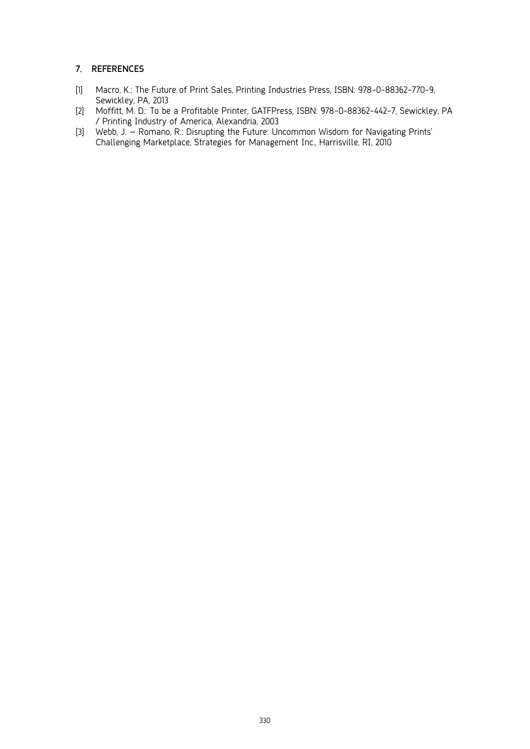## 7. REFERENCES

[1] Macro, K.: The Future of Print Sales, Printing Industries Press, ISBN: 978-0-88362-770-9, Sewickley, PA, 2013

[2] Moffitt, M. D.: To be a Profitable Printer, GATFPress, ISBN: 978-0-88362-442-7, Sewickley, PA / Printing Industry of America, Alexandria, 2003

[3] Webb, J. – Romano, R.: Disrupting the Future: Uncommon Wisdom for Navigating Prints' Challenging Marketplace, Strategies for Management Inc., Harrisville, RI, 2010